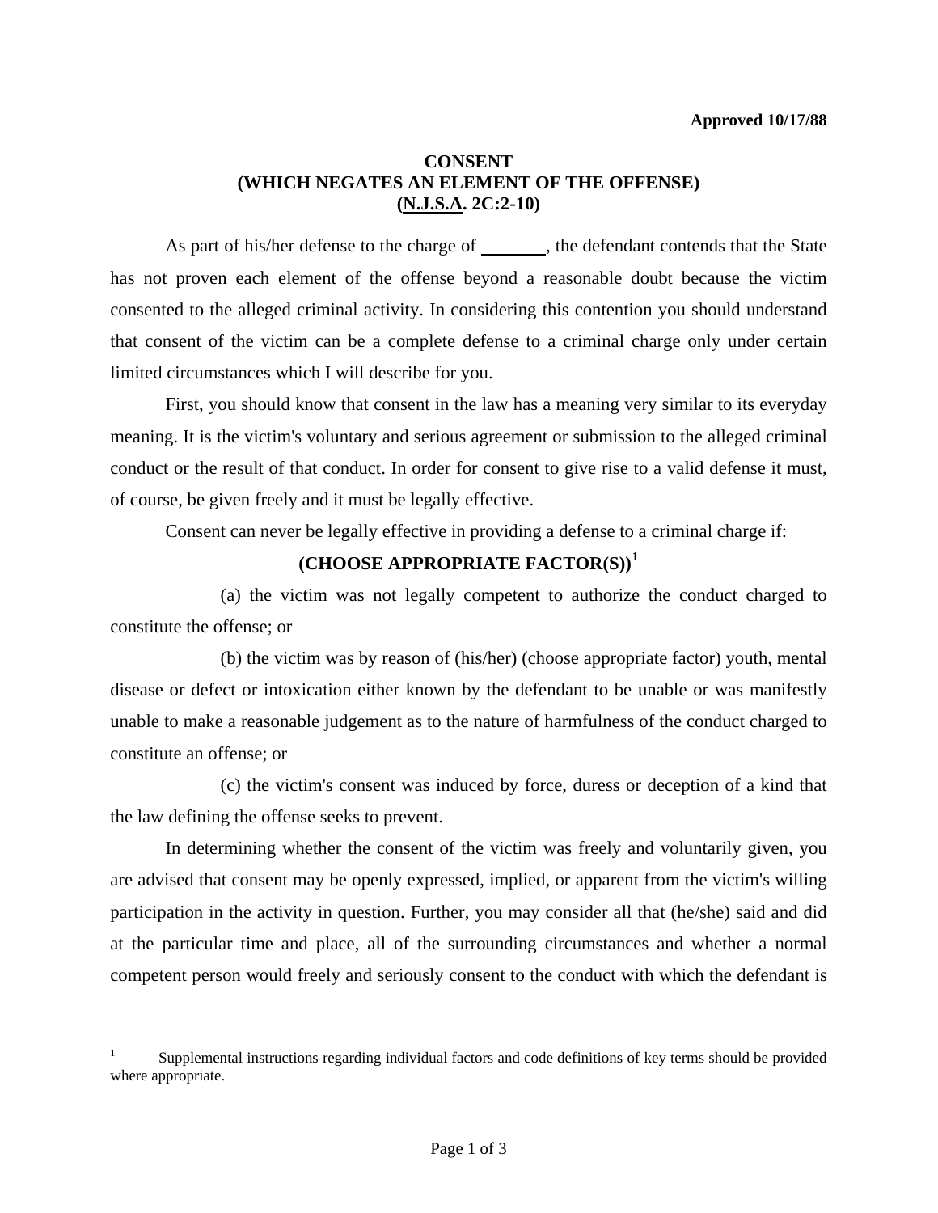**Approved 10/17/88**

# CONSENT
## (WHICH NEGATES AN ELEMENT OF THE OFFENSE)
## (N.J.S.A. 2C:2-10)

As part of his/her defense to the charge of \_\_\_\_\_\_\_, the defendant contends that the State has not proven each element of the offense beyond a reasonable doubt because the victim consented to the alleged criminal activity. In considering this contention you should understand that consent of the victim can be a complete defense to a criminal charge only under certain limited circumstances which I will describe for you.

First, you should know that consent in the law has a meaning very similar to its everyday meaning. It is the victim's voluntary and serious agreement or submission to the alleged criminal conduct or the result of that conduct. In order for consent to give rise to a valid defense it must, of course, be given freely and it must be legally effective.

Consent can never be legally effective in providing a defense to a criminal charge if:

**(CHOOSE APPROPRIATE FACTOR(S))**[1]

(a) the victim was not legally competent to authorize the conduct charged to constitute the offense; or

(b) the victim was by reason of (his/her) (choose appropriate factor) youth, mental disease or defect or intoxication either known by the defendant to be unable or was manifestly unable to make a reasonable judgement as to the nature of harmfulness of the conduct charged to constitute an offense; or

(c) the victim's consent was induced by force, duress or deception of a kind that the law defining the offense seeks to prevent.

In determining whether the consent of the victim was freely and voluntarily given, you are advised that consent may be openly expressed, implied, or apparent from the victim's willing participation in the activity in question. Further, you may consider all that (he/she) said and did at the particular time and place, all of the surrounding circumstances and whether a normal competent person would freely and seriously consent to the conduct with which the defendant is

---

[1] Supplemental instructions regarding individual factors and code definitions of key terms should be provided where appropriate.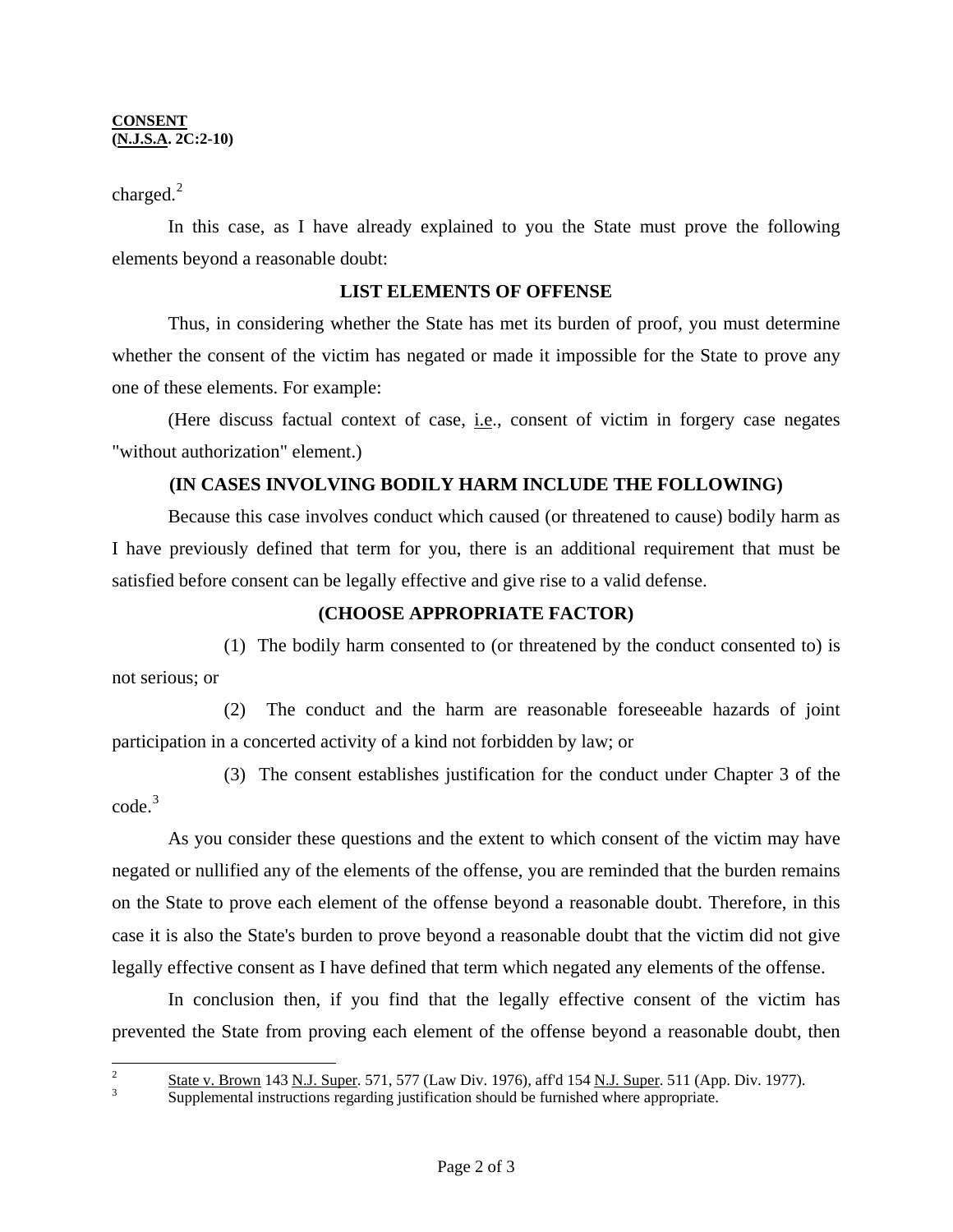charged.[2]

In this case, as I have already explained to you the State must prove the following elements beyond a reasonable doubt:

**LIST ELEMENTS OF OFFENSE**

Thus, in considering whether the State has met its burden of proof, you must determine whether the consent of the victim has negated or made it impossible for the State to prove any one of these elements. For example:

(Here discuss factual context of case, i.e., consent of victim in forgery case negates "without authorization" element.)

**(IN CASES INVOLVING BODILY HARM INCLUDE THE FOLLOWING)**

Because this case involves conduct which caused (or threatened to cause) bodily harm as I have previously defined that term for you, there is an additional requirement that must be satisfied before consent can be legally effective and give rise to a valid defense.

**(CHOOSE APPROPRIATE FACTOR)**

(1) The bodily harm consented to (or threatened by the conduct consented to) is not serious; or

(2) The conduct and the harm are reasonable foreseeable hazards of joint participation in a concerted activity of a kind not forbidden by law; or

(3) The consent establishes justification for the conduct under Chapter 3 of the code.[3]

As you consider these questions and the extent to which consent of the victim may have negated or nullified any of the elements of the offense, you are reminded that the burden remains on the State to prove each element of the offense beyond a reasonable doubt. Therefore, in this case it is also the State's burden to prove beyond a reasonable doubt that the victim did not give legally effective consent as I have defined that term which negated any elements of the offense.

In conclusion then, if you find that the legally effective consent of the victim has prevented the State from proving each element of the offense beyond a reasonable doubt, then

---

[2] State v. Brown 143 N.J. Super. 571, 577 (Law Div. 1976), aff'd 154 N.J. Super. 511 (App. Div. 1977).

[3] Supplemental instructions regarding justification should be furnished where appropriate.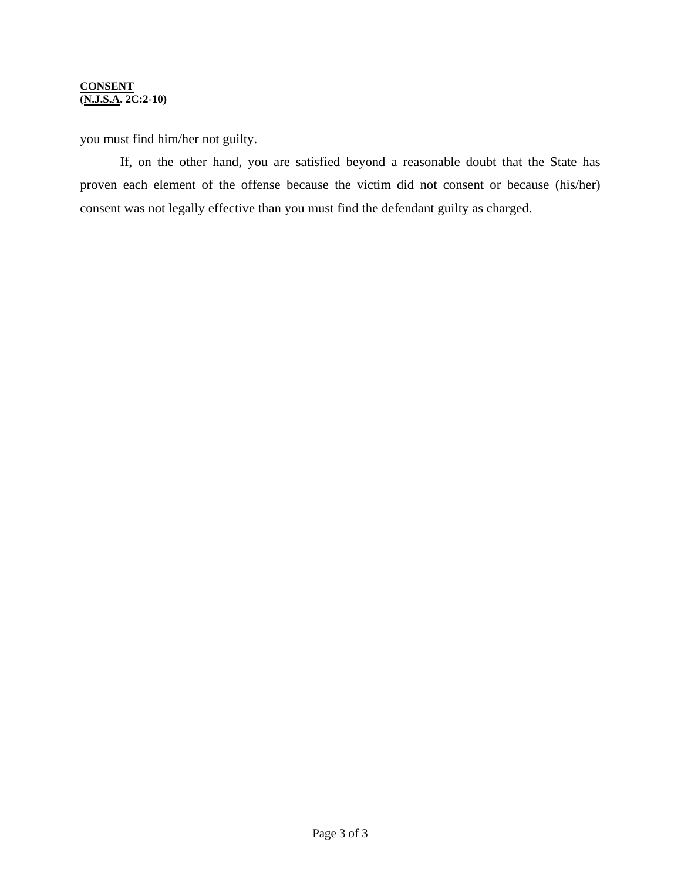you must find him/her not guilty.

If, on the other hand, you are satisfied beyond a reasonable doubt that the State has proven each element of the offense because the victim did not consent or because (his/her) consent was not legally effective than you must find the defendant guilty as charged.